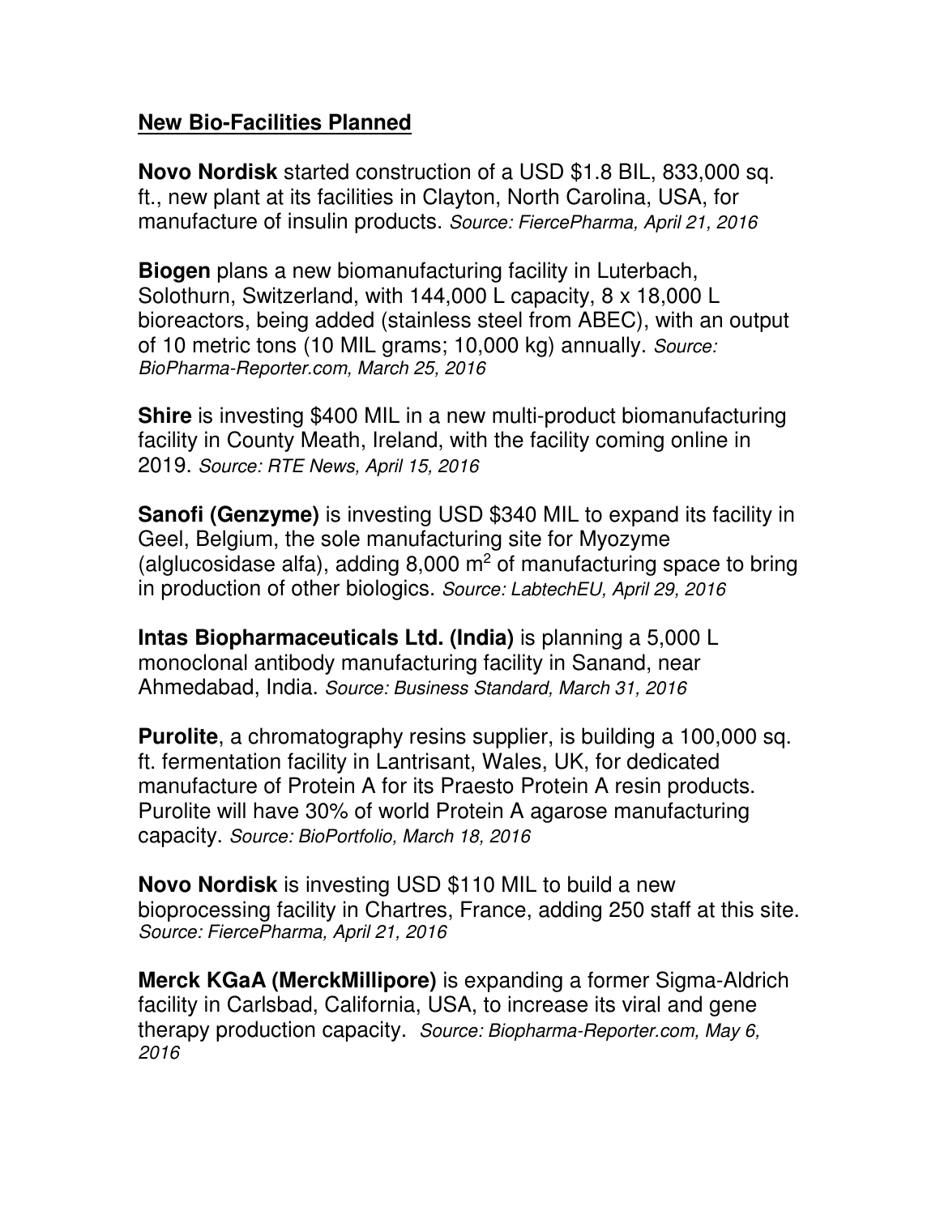## New Bio-Facilities Planned

**Novo Nordisk** started construction of a USD $1.8 BIL, 833,000 sq. ft., new plant at its facilities in Clayton, North Carolina, USA, for manufacture of insulin products. *Source: FiercePharma, April 21, 2016*

**Biogen** plans a new biomanufacturing facility in Luterbach, Solothurn, Switzerland, with 144,000 L capacity, 8 x 18,000 L bioreactors, being added (stainless steel from ABEC), with an output of 10 metric tons (10 MIL grams; 10,000 kg) annually. *Source: BioPharma-Reporter.com, March 25, 2016*

**Shire** is investing $400 MIL in a new multi-product biomanufacturing facility in County Meath, Ireland, with the facility coming online in 2019. *Source: RTE News, April 15, 2016*

**Sanofi (Genzyme)** is investing USD $340 MIL to expand its facility in Geel, Belgium, the sole manufacturing site for Myozyme (alglucosidase alfa), adding 8,000 $m^2$ of manufacturing space to bring in production of other biologics. *Source: LabtechEU, April 29, 2016*

**Intas Biopharmaceuticals Ltd. (India)** is planning a 5,000 L monoclonal antibody manufacturing facility in Sanand, near Ahmedabad, India. *Source: Business Standard, March 31, 2016*

**Purolite**, a chromatography resins supplier, is building a 100,000 sq. ft. fermentation facility in Lantrisant, Wales, UK, for dedicated manufacture of Protein A for its Praesto Protein A resin products. Purolite will have 30% of world Protein A agarose manufacturing capacity. *Source: BioPortfolio, March 18, 2016*

**Novo Nordisk** is investing USD $110 MIL to build a new bioprocessing facility in Chartres, France, adding 250 staff at this site. *Source: FiercePharma, April 21, 2016*

**Merck KGaA (MerckMillipore)** is expanding a former Sigma-Aldrich facility in Carlsbad, California, USA, to increase its viral and gene therapy production capacity. *Source: Biopharma-Reporter.com, May 6, 2016*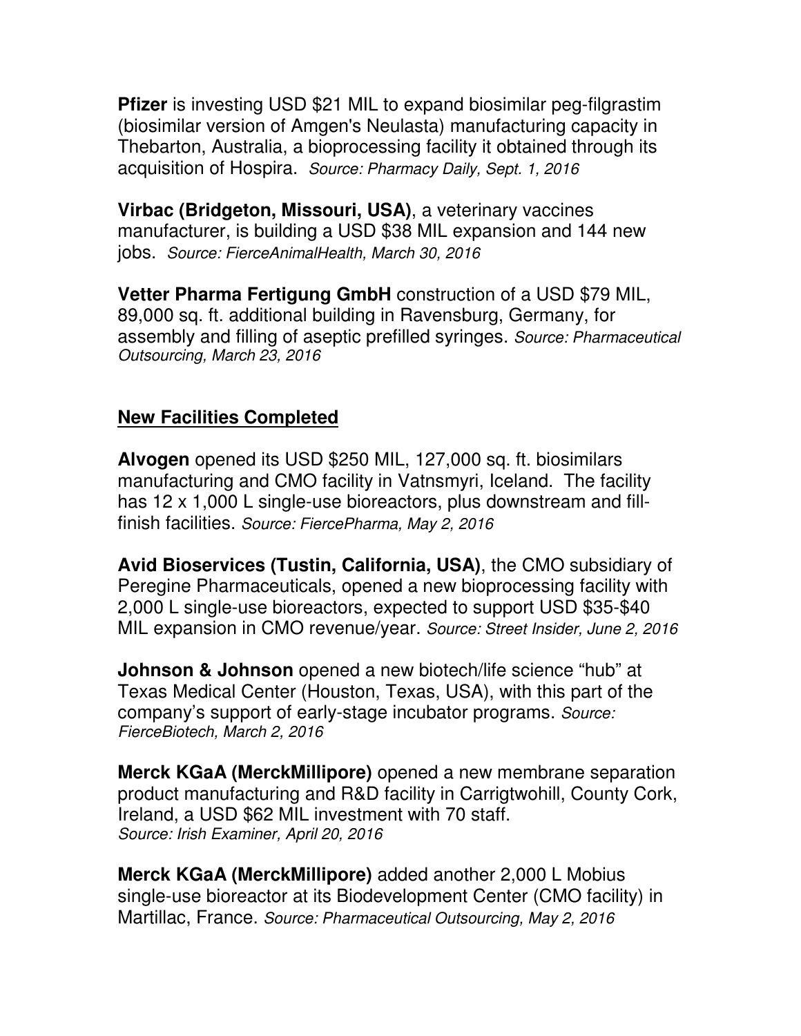**Pfizer** is investing USD $21 MIL to expand biosimilar peg-filgrastim (biosimilar version of Amgen's Neulasta) manufacturing capacity in Thebarton, Australia, a bioprocessing facility it obtained through its acquisition of Hospira. *Source: Pharmacy Daily, Sept. 1, 2016*

**Virbac (Bridgeton, Missouri, USA)**, a veterinary vaccines manufacturer, is building a USD $38 MIL expansion and 144 new jobs. *Source: FierceAnimalHealth, March 30, 2016*

**Vetter Pharma Fertigung GmbH** construction of a USD $79 MIL, 89,000 sq. ft. additional building in Ravensburg, Germany, for assembly and filling of aseptic prefilled syringes. *Source: Pharmaceutical Outsourcing, March 23, 2016*

## New Facilities Completed

**Alvogen** opened its USD $250 MIL, 127,000 sq. ft. biosimilars manufacturing and CMO facility in Vatnsmyri, Iceland. The facility has 12 x 1,000 L single-use bioreactors, plus downstream and fill-finish facilities. *Source: FiercePharma, May 2, 2016*

**Avid Bioservices (Tustin, California, USA)**, the CMO subsidiary of Peregine Pharmaceuticals, opened a new bioprocessing facility with 2,000 L single-use bioreactors, expected to support USD $35-$40 MIL expansion in CMO revenue/year. *Source: Street Insider, June 2, 2016*

**Johnson & Johnson** opened a new biotech/life science "hub" at Texas Medical Center (Houston, Texas, USA), with this part of the company's support of early-stage incubator programs. *Source: FierceBiotech, March 2, 2016*

**Merck KGaA (MerckMillipore)** opened a new membrane separation product manufacturing and R&D facility in Carrigtwohill, County Cork, Ireland, a USD $62 MIL investment with 70 staff. *Source: Irish Examiner, April 20, 2016*

**Merck KGaA (MerckMillipore)** added another 2,000 L Mobius single-use bioreactor at its Biodevelopment Center (CMO facility) in Martillac, France. *Source: Pharmaceutical Outsourcing, May 2, 2016*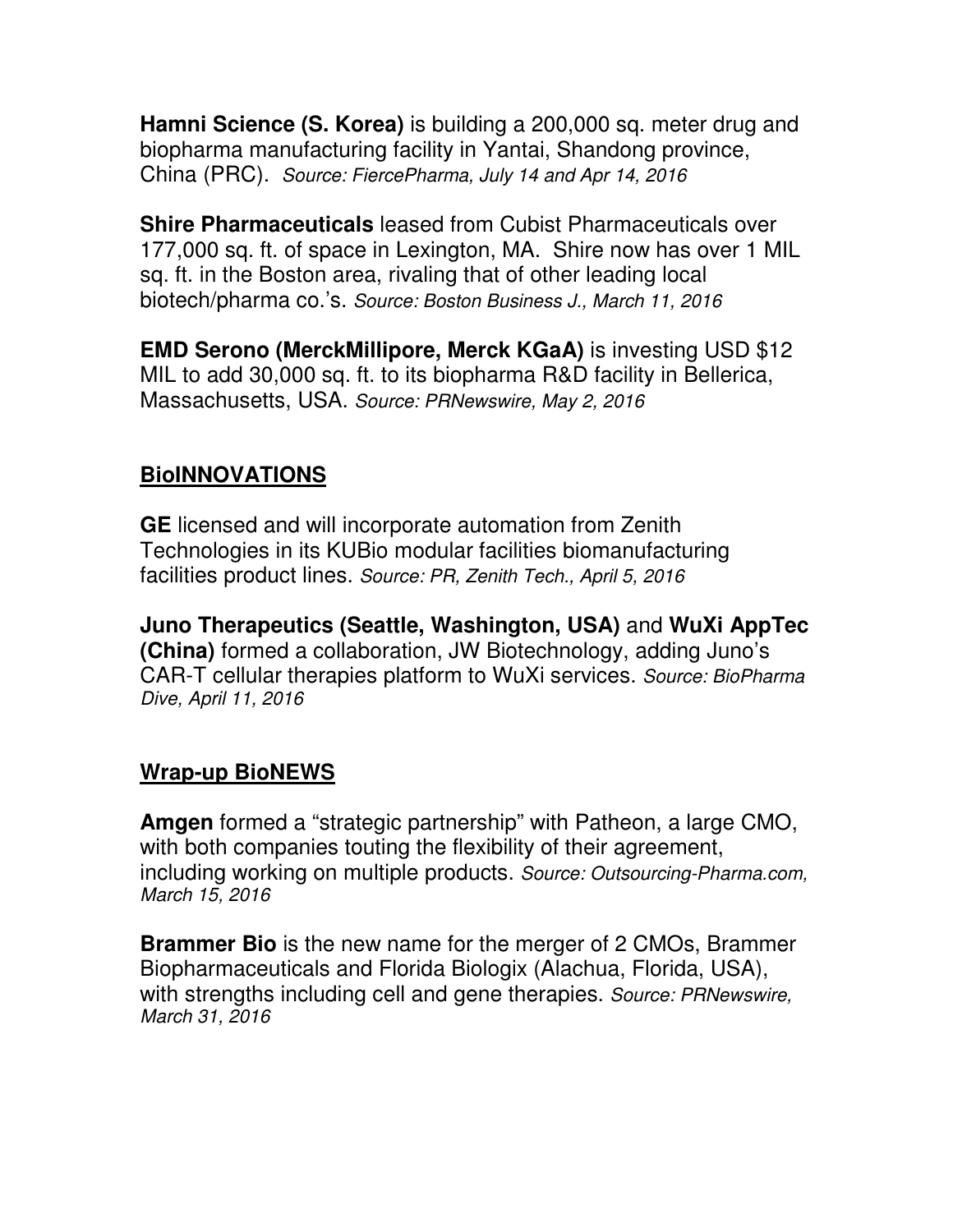**Hamni Science (S. Korea)** is building a 200,000 sq. meter drug and biopharma manufacturing facility in Yantai, Shandong province, China (PRC). *Source: FiercePharma, July 14 and Apr 14, 2016*

**Shire Pharmaceuticals** leased from Cubist Pharmaceuticals over 177,000 sq. ft. of space in Lexington, MA. Shire now has over 1 MIL sq. ft. in the Boston area, rivaling that of other leading local biotech/pharma co.'s. *Source: Boston Business J., March 11, 2016*

**EMD Serono (MerckMillipore, Merck KGaA)** is investing USD $12 MIL to add 30,000 sq. ft. to its biopharma R&D facility in Bellerica, Massachusetts, USA. *Source: PRNewswire, May 2, 2016*

## BioINNOVATIONS

**GE** licensed and will incorporate automation from Zenith Technologies in its KUBio modular facilities biomanufacturing facilities product lines. *Source: PR, Zenith Tech., April 5, 2016*

**Juno Therapeutics (Seattle, Washington, USA)** and **WuXi AppTec (China)** formed a collaboration, JW Biotechnology, adding Juno's CAR-T cellular therapies platform to WuXi services. *Source: BioPharma Dive, April 11, 2016*

## Wrap-up BioNEWS

**Amgen** formed a "strategic partnership" with Patheon, a large CMO, with both companies touting the flexibility of their agreement, including working on multiple products. *Source: Outsourcing-Pharma.com, March 15, 2016*

**Brammer Bio** is the new name for the merger of 2 CMOs, Brammer Biopharmaceuticals and Florida Biologix (Alachua, Florida, USA), with strengths including cell and gene therapies. *Source: PRNewswire, March 31, 2016*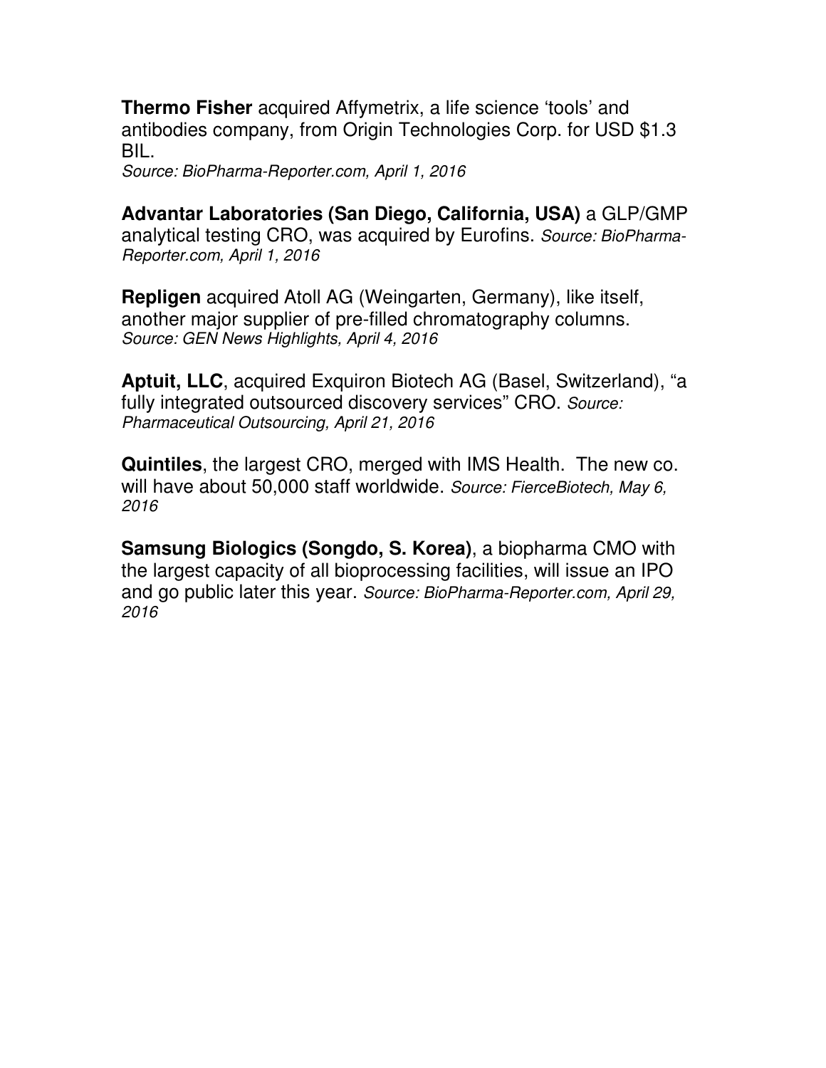**Thermo Fisher** acquired Affymetrix, a life science 'tools' and antibodies company, from Origin Technologies Corp. for USD $1.3 BIL.
*Source: BioPharma-Reporter.com, April 1, 2016*

**Advantar Laboratories (San Diego, California, USA)** a GLP/GMP analytical testing CRO, was acquired by Eurofins. *Source: BioPharma-Reporter.com, April 1, 2016*

**Repligen** acquired Atoll AG (Weingarten, Germany), like itself, another major supplier of pre-filled chromatography columns. *Source: GEN News Highlights, April 4, 2016*

**Aptuit, LLC**, acquired Exquiron Biotech AG (Basel, Switzerland), "a fully integrated outsourced discovery services" CRO. *Source: Pharmaceutical Outsourcing, April 21, 2016*

**Quintiles**, the largest CRO, merged with IMS Health. The new co. will have about 50,000 staff worldwide. *Source: FierceBiotech, May 6, 2016*

**Samsung Biologics (Songdo, S. Korea)**, a biopharma CMO with the largest capacity of all bioprocessing facilities, will issue an IPO and go public later this year. *Source: BioPharma-Reporter.com, April 29, 2016*